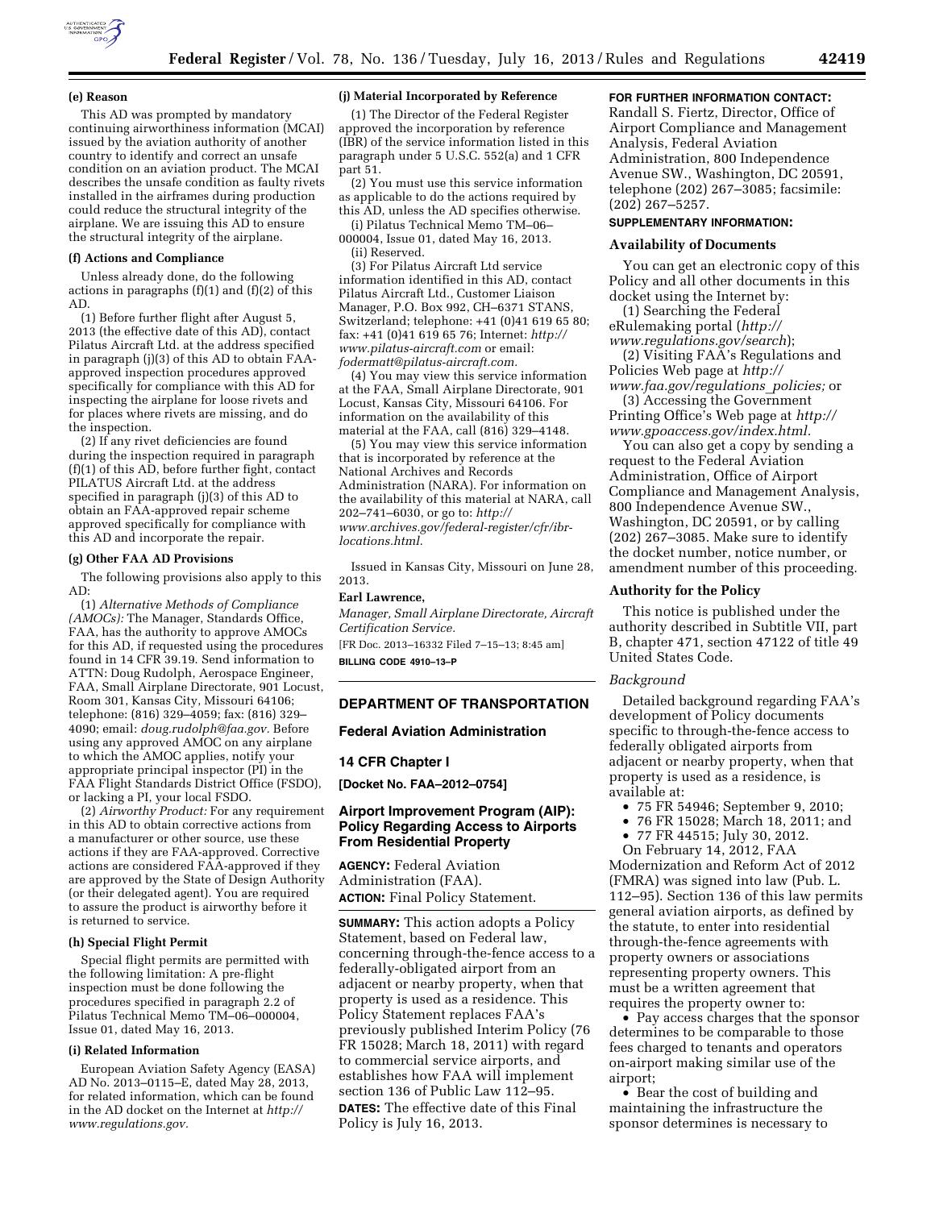#### (e) Reason

This AD was prompted by mandatory continuing airworthiness information (MCAI) issued by the aviation authority of another country to identify and correct an unsafe condition on an aviation product. The MCAI describes the unsafe condition as faulty rivets installed in the airframes during production could reduce the structural integrity of the airplane. We are issuing this AD to ensure the structural integrity of the airplane.

#### (f) Actions and Compliance

Unless already done, do the following actions in paragraphs (f)(1) and (f)(2) of this AD.

(1) Before further flight after August 5, 2013 (the effective date of this AD), contact Pilatus Aircraft Ltd. at the address specified in paragraph (j)(3) of this AD to obtain FAA-approved inspection procedures approved specifically for compliance with this AD for inspecting the airplane for loose rivets and for places where rivets are missing, and do the inspection.

(2) If any rivet deficiencies are found during the inspection required in paragraph (f)(1) of this AD, before further fight, contact PILATUS Aircraft Ltd. at the address specified in paragraph (j)(3) of this AD to obtain an FAA-approved repair scheme approved specifically for compliance with this AD and incorporate the repair.

#### (g) Other FAA AD Provisions

The following provisions also apply to this AD:

(1) *Alternative Methods of Compliance (AMOCs):* The Manager, Standards Office, FAA, has the authority to approve AMOCs for this AD, if requested using the procedures found in 14 CFR 39.19. Send information to ATTN: Doug Rudolph, Aerospace Engineer, FAA, Small Airplane Directorate, 901 Locust, Room 301, Kansas City, Missouri 64106; telephone: (816) 329–4059; fax: (816) 329–4090; email: *doug.rudolph@faa.gov.* Before using any approved AMOC on any airplane to which the AMOC applies, notify your appropriate principal inspector (PI) in the FAA Flight Standards District Office (FSDO), or lacking a PI, your local FSDO.

(2) *Airworthy Product:* For any requirement in this AD to obtain corrective actions from a manufacturer or other source, use these actions if they are FAA-approved. Corrective actions are considered FAA-approved if they are approved by the State of Design Authority (or their delegated agent). You are required to assure the product is airworthy before it is returned to service.

#### (h) Special Flight Permit

Special flight permits are permitted with the following limitation: A pre-flight inspection must be done following the procedures specified in paragraph 2.2 of Pilatus Technical Memo TM–06–000004, Issue 01, dated May 16, 2013.

#### (i) Related Information

European Aviation Safety Agency (EASA) AD No. 2013–0115–E, dated May 28, 2013, for related information, which can be found in the AD docket on the Internet at *http://www.regulations.gov.*

#### (j) Material Incorporated by Reference

(1) The Director of the Federal Register approved the incorporation by reference (IBR) of the service information listed in this paragraph under 5 U.S.C. 552(a) and 1 CFR part 51.

(2) You must use this service information as applicable to do the actions required by this AD, unless the AD specifies otherwise.

(i) Pilatus Technical Memo TM–06–000004, Issue 01, dated May 16, 2013.

(ii) Reserved.

(3) For Pilatus Aircraft Ltd service information identified in this AD, contact Pilatus Aircraft Ltd., Customer Liaison Manager, P.O. Box 992, CH–6371 STANS, Switzerland; telephone: +41 (0)41 619 65 80; fax: +41 (0)41 619 65 76; Internet: *http://www.pilatus-aircraft.com* or email: *fodermatt@pilatus-aircraft.com.*

(4) You may view this service information at the FAA, Small Airplane Directorate, 901 Locust, Kansas City, Missouri 64106. For information on the availability of this material at the FAA, call (816) 329–4148.

(5) You may view this service information that is incorporated by reference at the National Archives and Records Administration (NARA). For information on the availability of this material at NARA, call 202–741–6030, or go to: *http://www.archives.gov/federal-register/cfr/ibr-locations.html.*

Issued in Kansas City, Missouri on June 28, 2013.

**Earl Lawrence,**

*Manager, Small Airplane Directorate, Aircraft Certification Service.*

[FR Doc. 2013–16332 Filed 7–15–13; 8:45 am]

**BILLING CODE 4910–13–P**

## DEPARTMENT OF TRANSPORTATION

### Federal Aviation Administration

### 14 CFR Chapter I

**[Docket No. FAA–2012–0754]**

## Airport Improvement Program (AIP): Policy Regarding Access to Airports From Residential Property

**AGENCY:** Federal Aviation Administration (FAA).

**ACTION:** Final Policy Statement.

**SUMMARY:** This action adopts a Policy Statement, based on Federal law, concerning through-the-fence access to a federally-obligated airport from an adjacent or nearby property, when that property is used as a residence. This Policy Statement replaces FAA's previously published Interim Policy (76 FR 15028; March 18, 2011) with regard to commercial service airports, and establishes how FAA will implement section 136 of Public Law 112–95.

**DATES:** The effective date of this Final Policy is July 16, 2013.

**FOR FURTHER INFORMATION CONTACT:** Randall S. Fiertz, Director, Office of Airport Compliance and Management Analysis, Federal Aviation Administration, 800 Independence Avenue SW., Washington, DC 20591, telephone (202) 267–3085; facsimile: (202) 267–5257.

**SUPPLEMENTARY INFORMATION:**

### Availability of Documents

You can get an electronic copy of this Policy and all other documents in this docket using the Internet by:

(1) Searching the Federal eRulemaking portal (*http://www.regulations.gov/search*);

(2) Visiting FAA's Regulations and Policies Web page at *http://www.faa.gov/regulations_policies;* or

(3) Accessing the Government Printing Office's Web page at *http://www.gpoaccess.gov/index.html.*

You can also get a copy by sending a request to the Federal Aviation Administration, Office of Airport Compliance and Management Analysis, 800 Independence Avenue SW., Washington, DC 20591, or by calling (202) 267–3085. Make sure to identify the docket number, notice number, or amendment number of this proceeding.

### Authority for the Policy

This notice is published under the authority described in Subtitle VII, part B, chapter 471, section 47122 of title 49 United States Code.

#### *Background*

Detailed background regarding FAA's development of Policy documents specific to through-the-fence access to federally obligated airports from adjacent or nearby property, when that property is used as a residence, is available at:

- 75 FR 54946; September 9, 2010;
- 76 FR 15028; March 18, 2011; and
- 77 FR 44515; July 30, 2012.

On February 14, 2012, FAA Modernization and Reform Act of 2012 (FMRA) was signed into law (Pub. L. 112–95). Section 136 of this law permits general aviation airports, as defined by the statute, to enter into residential through-the-fence agreements with property owners or associations representing property owners. This must be a written agreement that requires the property owner to:

- Pay access charges that the sponsor determines to be comparable to those fees charged to tenants and operators on-airport making similar use of the airport;
- Bear the cost of building and maintaining the infrastructure the sponsor determines is necessary to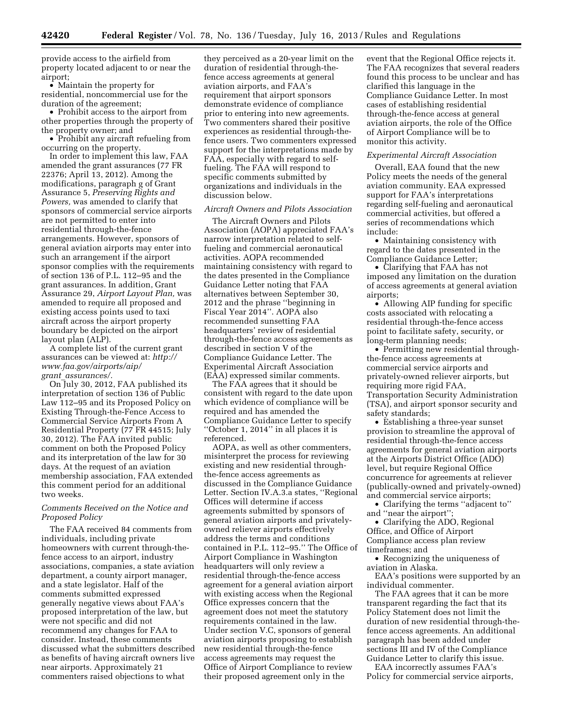provide access to the airfield from property located adjacent to or near the airport;

- Maintain the property for residential, noncommercial use for the duration of the agreement;
- Prohibit access to the airport from other properties through the property of the property owner; and
- Prohibit any aircraft refueling from occurring on the property.

In order to implement this law, FAA amended the grant assurances (77 FR 22376; April 13, 2012). Among the modifications, paragraph g of Grant Assurance 5, *Preserving Rights and Powers,* was amended to clarify that sponsors of commercial service airports are not permitted to enter into residential through-the-fence arrangements. However, sponsors of general aviation airports may enter into such an arrangement if the airport sponsor complies with the requirements of section 136 of P.L. 112–95 and the grant assurances. In addition, Grant Assurance 29, *Airport Layout Plan,* was amended to require all proposed and existing access points used to taxi aircraft across the airport property boundary be depicted on the airport layout plan (ALP).

A complete list of the current grant assurances can be viewed at: *http://www.faa.gov/airports/aip/grant_assurances/.*

On July 30, 2012, FAA published its interpretation of section 136 of Public Law 112–95 and its Proposed Policy on Existing Through-the-Fence Access to Commercial Service Airports From A Residential Property (77 FR 44515; July 30, 2012). The FAA invited public comment on both the Proposed Policy and its interpretation of the law for 30 days. At the request of an aviation membership association, FAA extended this comment period for an additional two weeks.

*Comments Received on the Notice and Proposed Policy*

The FAA received 84 comments from individuals, including private homeowners with current through-the-fence access to an airport, industry associations, companies, a state aviation department, a county airport manager, and a state legislator. Half of the comments submitted expressed generally negative views about FAA's proposed interpretation of the law, but were not specific and did not recommend any changes for FAA to consider. Instead, these comments discussed what the submitters described as benefits of having aircraft owners live near airports. Approximately 21 commenters raised objections to what they perceived as a 20-year limit on the duration of residential through-the-fence access agreements at general aviation airports, and FAA's requirement that airport sponsors demonstrate evidence of compliance prior to entering into new agreements. Two commenters shared their positive experiences as residential through-the-fence users. Two commenters expressed support for the interpretations made by FAA, especially with regard to self-fueling. The FAA will respond to specific comments submitted by organizations and individuals in the discussion below.

*Aircraft Owners and Pilots Association*

The Aircraft Owners and Pilots Association (AOPA) appreciated FAA's narrow interpretation related to self-fueling and commercial aeronautical activities. AOPA recommended maintaining consistency with regard to the dates presented in the Compliance Guidance Letter noting that FAA alternatives between September 30, 2012 and the phrase ''beginning in Fiscal Year 2014''. AOPA also recommended sunsetting FAA headquarters' review of residential through-the-fence access agreements as described in section V of the Compliance Guidance Letter. The Experimental Aircraft Association (EAA) expressed similar comments.

The FAA agrees that it should be consistent with regard to the date upon which evidence of compliance will be required and has amended the Compliance Guidance Letter to specify ''October 1, 2014'' in all places it is referenced.

AOPA, as well as other commenters, misinterpret the process for reviewing existing and new residential through-the-fence access agreements as discussed in the Compliance Guidance Letter. Section IV.A.3.a states, ''Regional Offices will determine if access agreements submitted by sponsors of general aviation airports and privately-owned reliever airports effectively address the terms and conditions contained in P.L. 112–95.'' The Office of Airport Compliance in Washington headquarters will only review a residential through-the-fence access agreement for a general aviation airport with existing access when the Regional Office expresses concern that the agreement does not meet the statutory requirements contained in the law. Under section V.C, sponsors of general aviation airports proposing to establish new residential through-the-fence access agreements may request the Office of Airport Compliance to review their proposed agreement only in the event that the Regional Office rejects it. The FAA recognizes that several readers found this process to be unclear and has clarified this language in the Compliance Guidance Letter. In most cases of establishing residential through-the-fence access at general aviation airports, the role of the Office of Airport Compliance will be to monitor this activity.

*Experimental Aircraft Association*

Overall, EAA found that the new Policy meets the needs of the general aviation community. EAA expressed support for FAA's interpretations regarding self-fueling and aeronautical commercial activities, but offered a series of recommendations which include:

- Maintaining consistency with regard to the dates presented in the Compliance Guidance Letter;
- Clarifying that FAA has not imposed any limitation on the duration of access agreements at general aviation airports;
- Allowing AIP funding for specific costs associated with relocating a residential through-the-fence access point to facilitate safety, security, or long-term planning needs;
- Permitting new residential through-the-fence access agreements at commercial service airports and privately-owned reliever airports, but requiring more rigid FAA, Transportation Security Administration (TSA), and airport sponsor security and safety standards;
- Establishing a three-year sunset provision to streamline the approval of residential through-the-fence access agreements for general aviation airports at the Airports District Office (ADO) level, but require Regional Office concurrence for agreements at reliever (publically-owned and privately-owned) and commercial service airports;
- Clarifying the terms ''adjacent to'' and ''near the airport'';
- Clarifying the ADO, Regional Office, and Office of Airport Compliance access plan review timeframes; and
- Recognizing the uniqueness of aviation in Alaska.

EAA's positions were supported by an individual commenter.

The FAA agrees that it can be more transparent regarding the fact that its Policy Statement does not limit the duration of new residential through-the-fence access agreements. An additional paragraph has been added under sections III and IV of the Compliance Guidance Letter to clarify this issue.

EAA incorrectly assumes FAA's Policy for commercial service airports,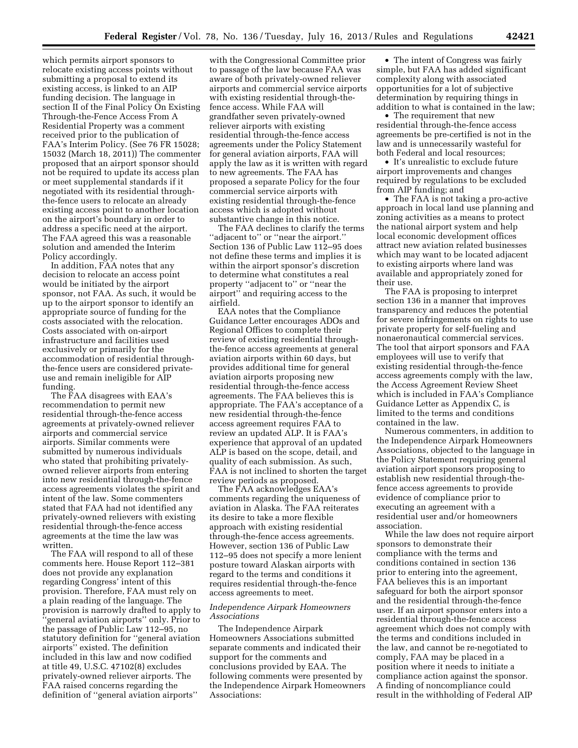which permits airport sponsors to relocate existing access points without submitting a proposal to extend its existing access, is linked to an AIP funding decision. The language in section II of the Final Policy On Existing Through-the-Fence Access From A Residential Property was a comment received prior to the publication of FAA's Interim Policy. (See 76 FR 15028; 15032 (March 18, 2011)) The commenter proposed that an airport sponsor should not be required to update its access plan or meet supplemental standards if it negotiated with its residential through-the-fence users to relocate an already existing access point to another location on the airport's boundary in order to address a specific need at the airport. The FAA agreed this was a reasonable solution and amended the Interim Policy accordingly.

In addition, FAA notes that any decision to relocate an access point would be initiated by the airport sponsor, not FAA. As such, it would be up to the airport sponsor to identify an appropriate source of funding for the costs associated with the relocation. Costs associated with on-airport infrastructure and facilities used exclusively or primarily for the accommodation of residential through-the-fence users are considered private-use and remain ineligible for AIP funding.

The FAA disagrees with EAA's recommendation to permit new residential through-the-fence access agreements at privately-owned reliever airports and commercial service airports. Similar comments were submitted by numerous individuals who stated that prohibiting privately-owned reliever airports from entering into new residential through-the-fence access agreements violates the spirit and intent of the law. Some commenters stated that FAA had not identified any privately-owned relievers with existing residential through-the-fence access agreements at the time the law was written.

The FAA will respond to all of these comments here. House Report 112–381 does not provide any explanation regarding Congress' intent of this provision. Therefore, FAA must rely on a plain reading of the language. The provision is narrowly drafted to apply to ''general aviation airports'' only. Prior to the passage of Public Law 112–95, no statutory definition for ''general aviation airports'' existed. The definition included in this law and now codified at title 49, U.S.C. 47102(8) excludes privately-owned reliever airports. The FAA raised concerns regarding the definition of ''general aviation airports'' with the Congressional Committee prior to passage of the law because FAA was aware of both privately-owned reliever airports and commercial service airports with existing residential through-the-fence access. While FAA will grandfather seven privately-owned reliever airports with existing residential through-the-fence access agreements under the Policy Statement for general aviation airports, FAA will apply the law as it is written with regard to new agreements. The FAA has proposed a separate Policy for the four commercial service airports with existing residential through-the-fence access which is adopted without substantive change in this notice.

The FAA declines to clarify the terms ''adjacent to'' or ''near the airport.'' Section 136 of Public Law 112–95 does not define these terms and implies it is within the airport sponsor's discretion to determine what constitutes a real property ''adjacent to'' or ''near the airport'' and requiring access to the airfield.

EAA notes that the Compliance Guidance Letter encourages ADOs and Regional Offices to complete their review of existing residential through-the-fence access agreements at general aviation airports within 60 days, but provides additional time for general aviation airports proposing new residential through-the-fence access agreements. The FAA believes this is appropriate. The FAA's acceptance of a new residential through-the-fence access agreement requires FAA to review an updated ALP. It is FAA's experience that approval of an updated ALP is based on the scope, detail, and quality of each submission. As such, FAA is not inclined to shorten the target review periods as proposed.

The FAA acknowledges EAA's comments regarding the uniqueness of aviation in Alaska. The FAA reiterates its desire to take a more flexible approach with existing residential through-the-fence access agreements. However, section 136 of Public Law 112–95 does not specify a more lenient posture toward Alaskan airports with regard to the terms and conditions it requires residential through-the-fence access agreements to meet.

*Independence Airpark Homeowners Associations*

The Independence Airpark Homeowners Associations submitted separate comments and indicated their support for the comments and conclusions provided by EAA. The following comments were presented by the Independence Airpark Homeowners Associations:

- The intent of Congress was fairly simple, but FAA has added significant complexity along with associated opportunities for a lot of subjective determination by requiring things in addition to what is contained in the law;
- The requirement that new residential through-the-fence access agreements be pre-certified is not in the law and is unnecessarily wasteful for both Federal and local resources;
- It's unrealistic to exclude future airport improvements and changes required by regulations to be excluded from AIP funding; and
- The FAA is not taking a pro-active approach in local land use planning and zoning activities as a means to protect the national airport system and help local economic development offices attract new aviation related businesses which may want to be located adjacent to existing airports where land was available and appropriately zoned for their use.

The FAA is proposing to interpret section 136 in a manner that improves transparency and reduces the potential for severe infringements on rights to use private property for self-fueling and nonaeronautical commercial services. The tool that airport sponsors and FAA employees will use to verify that existing residential through-the-fence access agreements comply with the law, the Access Agreement Review Sheet which is included in FAA's Compliance Guidance Letter as Appendix C, is limited to the terms and conditions contained in the law.

Numerous commenters, in addition to the Independence Airpark Homeowners Associations, objected to the language in the Policy Statement requiring general aviation airport sponsors proposing to establish new residential through-the-fence access agreements to provide evidence of compliance prior to executing an agreement with a residential user and/or homeowners association.

While the law does not require airport sponsors to demonstrate their compliance with the terms and conditions contained in section 136 prior to entering into the agreement, FAA believes this is an important safeguard for both the airport sponsor and the residential through-the-fence user. If an airport sponsor enters into a residential through-the-fence access agreement which does not comply with the terms and conditions included in the law, and cannot be re-negotiated to comply, FAA may be placed in a position where it needs to initiate a compliance action against the sponsor. A finding of noncompliance could result in the withholding of Federal AIP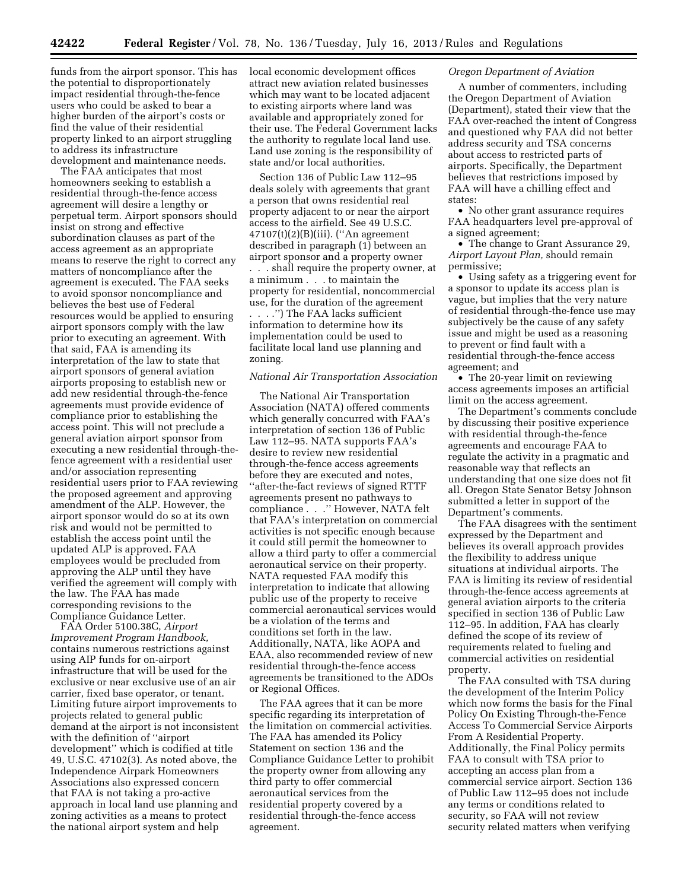funds from the airport sponsor. This has the potential to disproportionately impact residential through-the-fence users who could be asked to bear a higher burden of the airport's costs or find the value of their residential property linked to an airport struggling to address its infrastructure development and maintenance needs.

The FAA anticipates that most homeowners seeking to establish a residential through-the-fence access agreement will desire a lengthy or perpetual term. Airport sponsors should insist on strong and effective subordination clauses as part of the access agreement as an appropriate means to reserve the right to correct any matters of noncompliance after the agreement is executed. The FAA seeks to avoid sponsor noncompliance and believes the best use of Federal resources would be applied to ensuring airport sponsors comply with the law prior to executing an agreement. With that said, FAA is amending its interpretation of the law to state that airport sponsors of general aviation airports proposing to establish new or add new residential through-the-fence agreements must provide evidence of compliance prior to establishing the access point. This will not preclude a general aviation airport sponsor from executing a new residential through-the-fence agreement with a residential user and/or association representing residential users prior to FAA reviewing the proposed agreement and approving amendment of the ALP. However, the airport sponsor would do so at its own risk and would not be permitted to establish the access point until the updated ALP is approved. FAA employees would be precluded from approving the ALP until they have verified the agreement will comply with the law. The FAA has made corresponding revisions to the Compliance Guidance Letter.

FAA Order 5100.38C, *Airport Improvement Program Handbook,* contains numerous restrictions against using AIP funds for on-airport infrastructure that will be used for the exclusive or near exclusive use of an air carrier, fixed base operator, or tenant. Limiting future airport improvements to projects related to general public demand at the airport is not inconsistent with the definition of ''airport development'' which is codified at title 49, U.S.C. 47102(3). As noted above, the Independence Airpark Homeowners Associations also expressed concern that FAA is not taking a pro-active approach in local land use planning and zoning activities as a means to protect the national airport system and help local economic development offices attract new aviation related businesses which may want to be located adjacent to existing airports where land was available and appropriately zoned for their use. The Federal Government lacks the authority to regulate local land use. Land use zoning is the responsibility of state and/or local authorities.

Section 136 of Public Law 112–95 deals solely with agreements that grant a person that owns residential real property adjacent to or near the airport access to the airfield. See 49 U.S.C. 47107(t)(2)(B)(iii). (''An agreement described in paragraph (1) between an airport sponsor and a property owner . . . shall require the property owner, at a minimum . . . to maintain the property for residential, noncommercial use, for the duration of the agreement . . . .'') The FAA lacks sufficient information to determine how its implementation could be used to facilitate local land use planning and zoning.

*National Air Transportation Association*

The National Air Transportation Association (NATA) offered comments which generally concurred with FAA's interpretation of section 136 of Public Law 112–95. NATA supports FAA's desire to review new residential through-the-fence access agreements before they are executed and notes, ''after-the-fact reviews of signed RTTF agreements present no pathways to compliance . . .'' However, NATA felt that FAA's interpretation on commercial activities is not specific enough because it could still permit the homeowner to allow a third party to offer a commercial aeronautical service on their property. NATA requested FAA modify this interpretation to indicate that allowing public use of the property to receive commercial aeronautical services would be a violation of the terms and conditions set forth in the law. Additionally, NATA, like AOPA and EAA, also recommended review of new residential through-the-fence access agreements be transitioned to the ADOs or Regional Offices.

The FAA agrees that it can be more specific regarding its interpretation of the limitation on commercial activities. The FAA has amended its Policy Statement on section 136 and the Compliance Guidance Letter to prohibit the property owner from allowing any third party to offer commercial aeronautical services from the residential property covered by a residential through-the-fence access agreement.

*Oregon Department of Aviation*

A number of commenters, including the Oregon Department of Aviation (Department), stated their view that the FAA over-reached the intent of Congress and questioned why FAA did not better address security and TSA concerns about access to restricted parts of airports. Specifically, the Department believes that restrictions imposed by FAA will have a chilling effect and states:

- No other grant assurance requires FAA headquarters level pre-approval of a signed agreement;
- The change to Grant Assurance 29, *Airport Layout Plan,* should remain permissive;
- Using safety as a triggering event for a sponsor to update its access plan is vague, but implies that the very nature of residential through-the-fence use may subjectively be the cause of any safety issue and might be used as a reasoning to prevent or find fault with a residential through-the-fence access agreement; and
- The 20-year limit on reviewing access agreements imposes an artificial limit on the access agreement.

The Department's comments conclude by discussing their positive experience with residential through-the-fence agreements and encourage FAA to regulate the activity in a pragmatic and reasonable way that reflects an understanding that one size does not fit all. Oregon State Senator Betsy Johnson submitted a letter in support of the Department's comments.

The FAA disagrees with the sentiment expressed by the Department and believes its overall approach provides the flexibility to address unique situations at individual airports. The FAA is limiting its review of residential through-the-fence access agreements at general aviation airports to the criteria specified in section 136 of Public Law 112–95. In addition, FAA has clearly defined the scope of its review of requirements related to fueling and commercial activities on residential property.

The FAA consulted with TSA during the development of the Interim Policy which now forms the basis for the Final Policy On Existing Through-the-Fence Access To Commercial Service Airports From A Residential Property. Additionally, the Final Policy permits FAA to consult with TSA prior to accepting an access plan from a commercial service airport. Section 136 of Public Law 112–95 does not include any terms or conditions related to security, so FAA will not review security related matters when verifying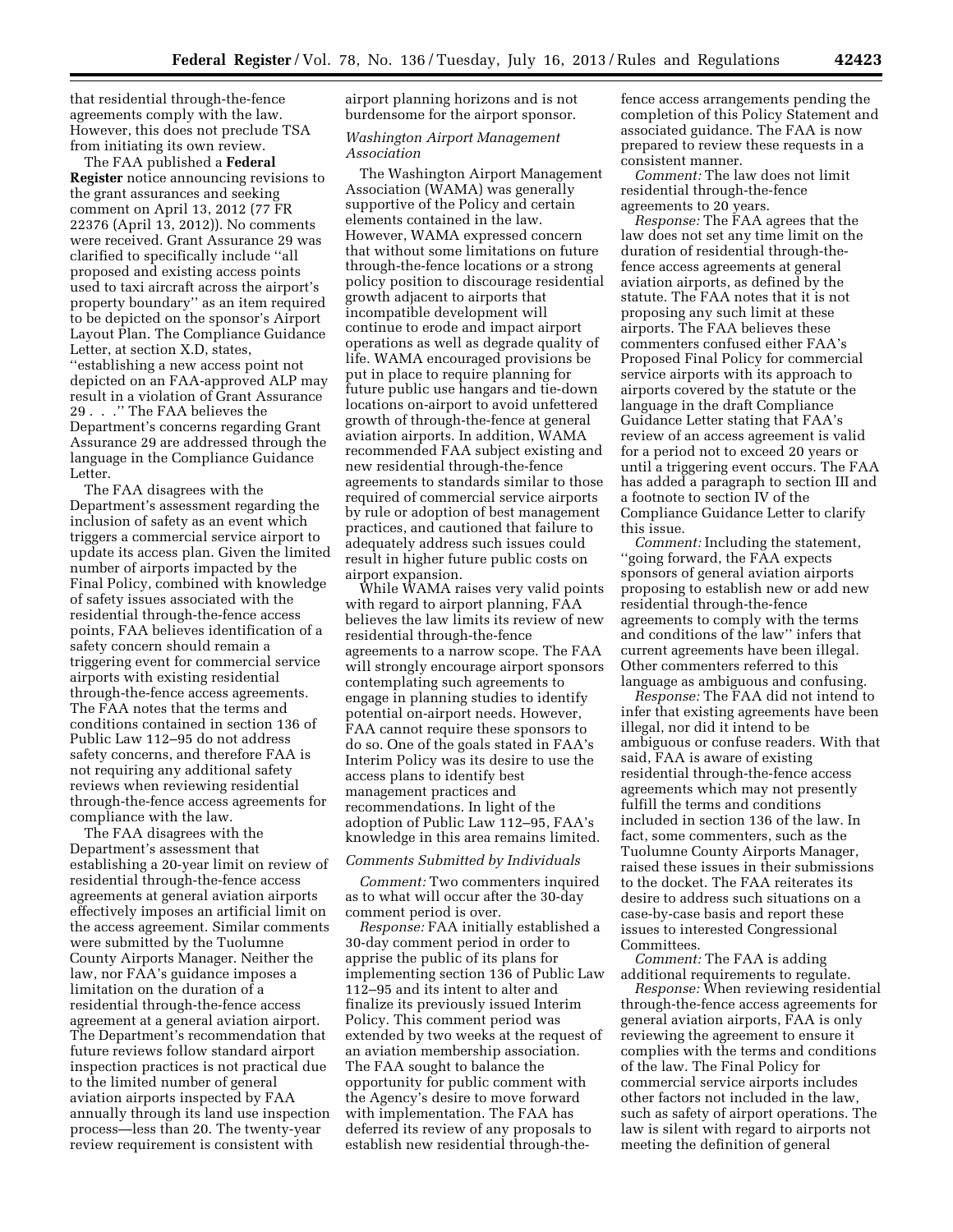that residential through-the-fence agreements comply with the law. However, this does not preclude TSA from initiating its own review.

The FAA published a **Federal Register** notice announcing revisions to the grant assurances and seeking comment on April 13, 2012 (77 FR 22376 (April 13, 2012)). No comments were received. Grant Assurance 29 was clarified to specifically include ''all proposed and existing access points used to taxi aircraft across the airport's property boundary'' as an item required to be depicted on the sponsor's Airport Layout Plan. The Compliance Guidance Letter, at section X.D, states, ''establishing a new access point not depicted on an FAA-approved ALP may result in a violation of Grant Assurance 29 . . .'' The FAA believes the Department's concerns regarding Grant Assurance 29 are addressed through the language in the Compliance Guidance Letter.

The FAA disagrees with the Department's assessment regarding the inclusion of safety as an event which triggers a commercial service airport to update its access plan. Given the limited number of airports impacted by the Final Policy, combined with knowledge of safety issues associated with the residential through-the-fence access points, FAA believes identification of a safety concern should remain a triggering event for commercial service airports with existing residential through-the-fence access agreements. The FAA notes that the terms and conditions contained in section 136 of Public Law 112–95 do not address safety concerns, and therefore FAA is not requiring any additional safety reviews when reviewing residential through-the-fence access agreements for compliance with the law.

The FAA disagrees with the Department's assessment that establishing a 20-year limit on review of residential through-the-fence access agreements at general aviation airports effectively imposes an artificial limit on the access agreement. Similar comments were submitted by the Tuolumne County Airports Manager. Neither the law, nor FAA's guidance imposes a limitation on the duration of a residential through-the-fence access agreement at a general aviation airport. The Department's recommendation that future reviews follow standard airport inspection practices is not practical due to the limited number of general aviation airports inspected by FAA annually through its land use inspection process—less than 20. The twenty-year review requirement is consistent with airport planning horizons and is not burdensome for the airport sponsor.

*Washington Airport Management Association*

The Washington Airport Management Association (WAMA) was generally supportive of the Policy and certain elements contained in the law. However, WAMA expressed concern that without some limitations on future through-the-fence locations or a strong policy position to discourage residential growth adjacent to airports that incompatible development will continue to erode and impact airport operations as well as degrade quality of life. WAMA encouraged provisions be put in place to require planning for future public use hangars and tie-down locations on-airport to avoid unfettered growth of through-the-fence at general aviation airports. In addition, WAMA recommended FAA subject existing and new residential through-the-fence agreements to standards similar to those required of commercial service airports by rule or adoption of best management practices, and cautioned that failure to adequately address such issues could result in higher future public costs on airport expansion.

While WAMA raises very valid points with regard to airport planning, FAA believes the law limits its review of new residential through-the-fence agreements to a narrow scope. The FAA will strongly encourage airport sponsors contemplating such agreements to engage in planning studies to identify potential on-airport needs. However, FAA cannot require these sponsors to do so. One of the goals stated in FAA's Interim Policy was its desire to use the access plans to identify best management practices and recommendations. In light of the adoption of Public Law 112–95, FAA's knowledge in this area remains limited.

*Comments Submitted by Individuals*

*Comment:* Two commenters inquired as to what will occur after the 30-day comment period is over.

*Response:* FAA initially established a 30-day comment period in order to apprise the public of its plans for implementing section 136 of Public Law 112–95 and its intent to alter and finalize its previously issued Interim Policy. This comment period was extended by two weeks at the request of an aviation membership association. The FAA sought to balance the opportunity for public comment with the Agency's desire to move forward with implementation. The FAA has deferred its review of any proposals to establish new residential through-the-fence access arrangements pending the completion of this Policy Statement and associated guidance. The FAA is now prepared to review these requests in a consistent manner.

*Comment:* The law does not limit residential through-the-fence agreements to 20 years.

*Response:* The FAA agrees that the law does not set any time limit on the duration of residential through-the-fence access agreements at general aviation airports, as defined by the statute. The FAA notes that it is not proposing any such limit at these airports. The FAA believes these commenters confused either FAA's Proposed Final Policy for commercial service airports with its approach to airports covered by the statute or the language in the draft Compliance Guidance Letter stating that FAA's review of an access agreement is valid for a period not to exceed 20 years or until a triggering event occurs. The FAA has added a paragraph to section III and a footnote to section IV of the Compliance Guidance Letter to clarify this issue.

*Comment:* Including the statement, ''going forward, the FAA expects sponsors of general aviation airports proposing to establish new or add new residential through-the-fence agreements to comply with the terms and conditions of the law'' infers that current agreements have been illegal. Other commenters referred to this language as ambiguous and confusing.

*Response:* The FAA did not intend to infer that existing agreements have been illegal, nor did it intend to be ambiguous or confuse readers. With that said, FAA is aware of existing residential through-the-fence access agreements which may not presently fulfill the terms and conditions included in section 136 of the law. In fact, some commenters, such as the Tuolumne County Airports Manager, raised these issues in their submissions to the docket. The FAA reiterates its desire to address such situations on a case-by-case basis and report these issues to interested Congressional Committees.

*Comment:* The FAA is adding additional requirements to regulate.

*Response:* When reviewing residential through-the-fence access agreements for general aviation airports, FAA is only reviewing the agreement to ensure it complies with the terms and conditions of the law. The Final Policy for commercial service airports includes other factors not included in the law, such as safety of airport operations. The law is silent with regard to airports not meeting the definition of general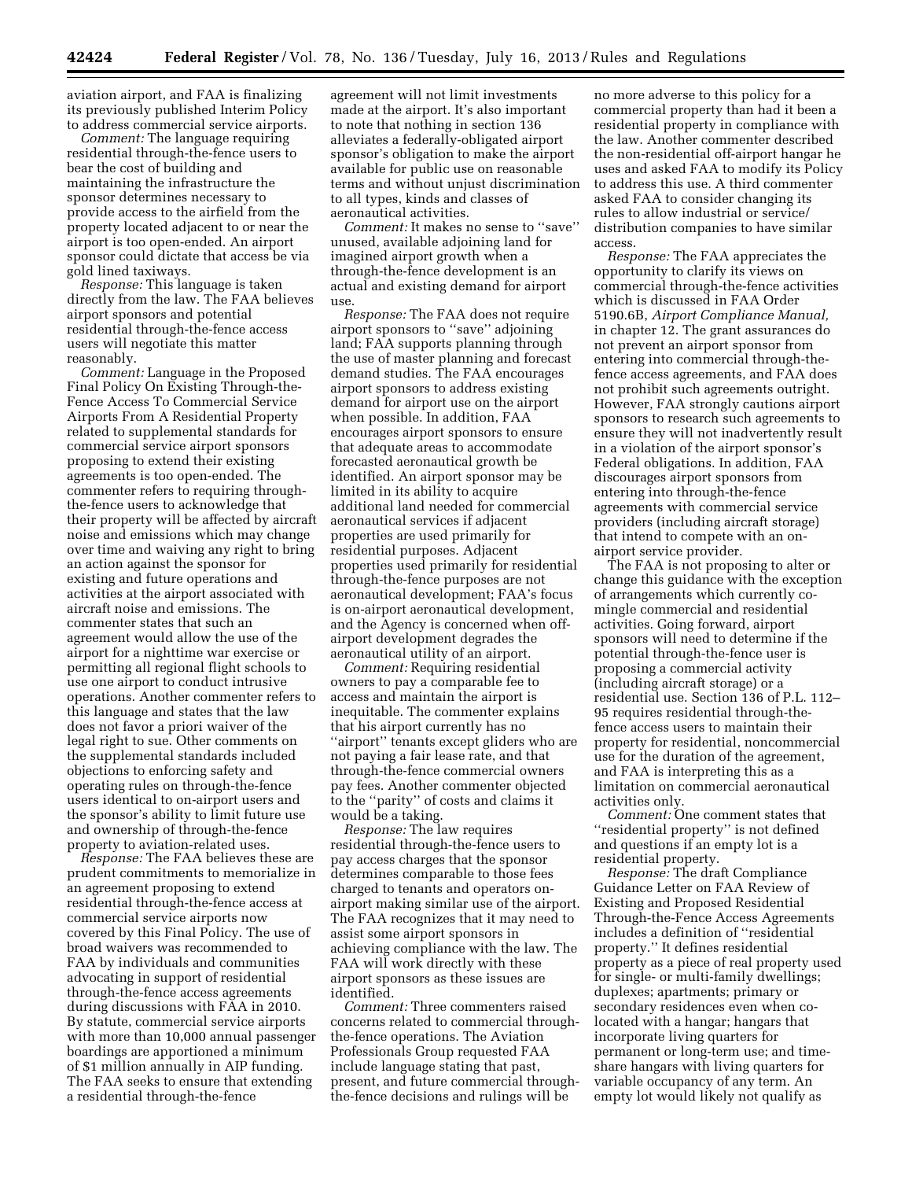aviation airport, and FAA is finalizing its previously published Interim Policy to address commercial service airports.

*Comment:* The language requiring residential through-the-fence users to bear the cost of building and maintaining the infrastructure the sponsor determines necessary to provide access to the airfield from the property located adjacent to or near the airport is too open-ended. An airport sponsor could dictate that access be via gold lined taxiways.

*Response:* This language is taken directly from the law. The FAA believes airport sponsors and potential residential through-the-fence access users will negotiate this matter reasonably.

*Comment:* Language in the Proposed Final Policy On Existing Through-the-Fence Access To Commercial Service Airports From A Residential Property related to supplemental standards for commercial service airport sponsors proposing to extend their existing agreements is too open-ended. The commenter refers to requiring through-the-fence users to acknowledge that their property will be affected by aircraft noise and emissions which may change over time and waiving any right to bring an action against the sponsor for existing and future operations and activities at the airport associated with aircraft noise and emissions. The commenter states that such an agreement would allow the use of the airport for a nighttime war exercise or permitting all regional flight schools to use one airport to conduct intrusive operations. Another commenter refers to this language and states that the law does not favor a priori waiver of the legal right to sue. Other comments on the supplemental standards included objections to enforcing safety and operating rules on through-the-fence users identical to on-airport users and the sponsor's ability to limit future use and ownership of through-the-fence property to aviation-related uses.

*Response:* The FAA believes these are prudent commitments to memorialize in an agreement proposing to extend residential through-the-fence access at commercial service airports now covered by this Final Policy. The use of broad waivers was recommended to FAA by individuals and communities advocating in support of residential through-the-fence access agreements during discussions with FAA in 2010. By statute, commercial service airports with more than 10,000 annual passenger boardings are apportioned a minimum of $1 million annually in AIP funding. The FAA seeks to ensure that extending a residential through-the-fence agreement will not limit investments made at the airport. It's also important to note that nothing in section 136 alleviates a federally-obligated airport sponsor's obligation to make the airport available for public use on reasonable terms and without unjust discrimination to all types, kinds and classes of aeronautical activities.

*Comment:* It makes no sense to "save" unused, available adjoining land for imagined airport growth when a through-the-fence development is an actual and existing demand for airport use.

*Response:* The FAA does not require airport sponsors to "save" adjoining land; FAA supports planning through the use of master planning and forecast demand studies. The FAA encourages airport sponsors to address existing demand for airport use on the airport when possible. In addition, FAA encourages airport sponsors to ensure that adequate areas to accommodate forecasted aeronautical growth be identified. An airport sponsor may be limited in its ability to acquire additional land needed for commercial aeronautical services if adjacent properties are used primarily for residential purposes. Adjacent properties used primarily for residential through-the-fence purposes are not aeronautical development; FAA's focus is on-airport aeronautical development, and the Agency is concerned when off-airport development degrades the aeronautical utility of an airport.

*Comment:* Requiring residential owners to pay a comparable fee to access and maintain the airport is inequitable. The commenter explains that his airport currently has no "airport" tenants except gliders who are not paying a fair lease rate, and that through-the-fence commercial owners pay fees. Another commenter objected to the "parity" of costs and claims it would be a taking.

*Response:* The law requires residential through-the-fence users to pay access charges that the sponsor determines comparable to those fees charged to tenants and operators on-airport making similar use of the airport. The FAA recognizes that it may need to assist some airport sponsors in achieving compliance with the law. The FAA will work directly with these airport sponsors as these issues are identified.

*Comment:* Three commenters raised concerns related to commercial through-the-fence operations. The Aviation Professionals Group requested FAA include language stating that past, present, and future commercial through-the-fence decisions and rulings will be no more adverse to this policy for a commercial property than had it been a residential property in compliance with the law. Another commenter described the non-residential off-airport hangar he uses and asked FAA to modify its Policy to address this use. A third commenter asked FAA to consider changing its rules to allow industrial or service/distribution companies to have similar access.

*Response:* The FAA appreciates the opportunity to clarify its views on commercial through-the-fence activities which is discussed in FAA Order 5190.6B, *Airport Compliance Manual,* in chapter 12. The grant assurances do not prevent an airport sponsor from entering into commercial through-the-fence access agreements, and FAA does not prohibit such agreements outright. However, FAA strongly cautions airport sponsors to research such agreements to ensure they will not inadvertently result in a violation of the airport sponsor's Federal obligations. In addition, FAA discourages airport sponsors from entering into through-the-fence agreements with commercial service providers (including aircraft storage) that intend to compete with an on-airport service provider.

The FAA is not proposing to alter or change this guidance with the exception of arrangements which currently co-mingle commercial and residential activities. Going forward, airport sponsors will need to determine if the potential through-the-fence user is proposing a commercial activity (including aircraft storage) or a residential use. Section 136 of P.L. 112–95 requires residential through-the-fence access users to maintain their property for residential, noncommercial use for the duration of the agreement, and FAA is interpreting this as a limitation on commercial aeronautical activities only.

*Comment:* One comment states that "residential property" is not defined and questions if an empty lot is a residential property.

*Response:* The draft Compliance Guidance Letter on FAA Review of Existing and Proposed Residential Through-the-Fence Access Agreements includes a definition of "residential property." It defines residential property as a piece of real property used for single- or multi-family dwellings; duplexes; apartments; primary or secondary residences even when co-located with a hangar; hangars that incorporate living quarters for permanent or long-term use; and time-share hangars with living quarters for variable occupancy of any term. An empty lot would likely not qualify as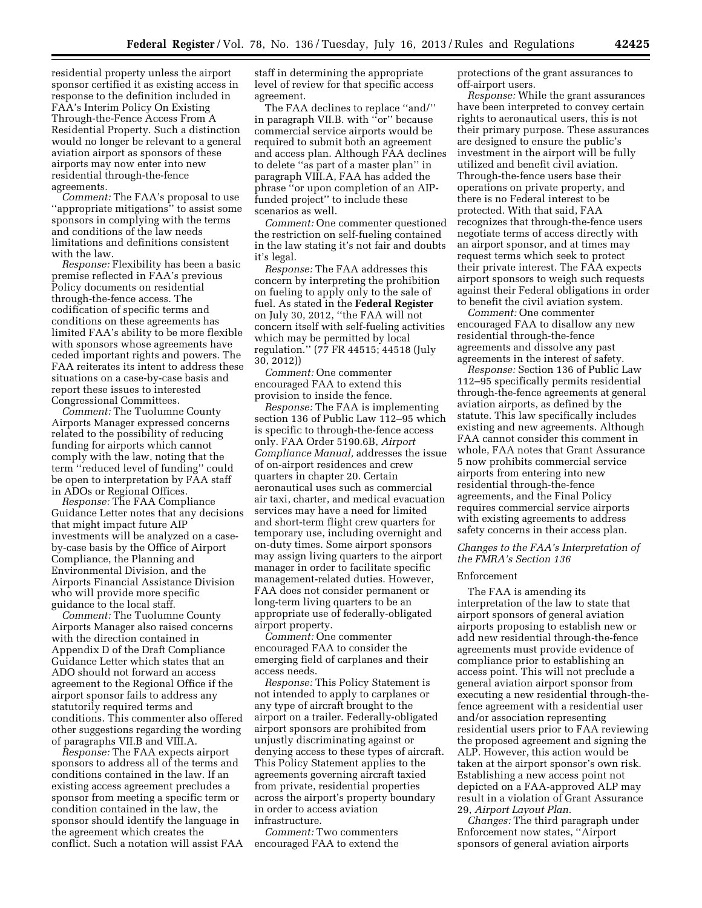residential property unless the airport sponsor certified it as existing access in response to the definition included in FAA's Interim Policy On Existing Through-the-Fence Access From A Residential Property. Such a distinction would no longer be relevant to a general aviation airport as sponsors of these airports may now enter into new residential through-the-fence agreements.

*Comment:* The FAA's proposal to use ''appropriate mitigations'' to assist some sponsors in complying with the terms and conditions of the law needs limitations and definitions consistent with the law.

*Response:* Flexibility has been a basic premise reflected in FAA's previous Policy documents on residential through-the-fence access. The codification of specific terms and conditions on these agreements has limited FAA's ability to be more flexible with sponsors whose agreements have ceded important rights and powers. The FAA reiterates its intent to address these situations on a case-by-case basis and report these issues to interested Congressional Committees.

*Comment:* The Tuolumne County Airports Manager expressed concerns related to the possibility of reducing funding for airports which cannot comply with the law, noting that the term ''reduced level of funding'' could be open to interpretation by FAA staff in ADOs or Regional Offices.

*Response:* The FAA Compliance Guidance Letter notes that any decisions that might impact future AIP investments will be analyzed on a case-by-case basis by the Office of Airport Compliance, the Planning and Environmental Division, and the Airports Financial Assistance Division who will provide more specific guidance to the local staff.

*Comment:* The Tuolumne County Airports Manager also raised concerns with the direction contained in Appendix D of the Draft Compliance Guidance Letter which states that an ADO should not forward an access agreement to the Regional Office if the airport sponsor fails to address any statutorily required terms and conditions. This commenter also offered other suggestions regarding the wording of paragraphs VII.B and VIII.A.

*Response:* The FAA expects airport sponsors to address all of the terms and conditions contained in the law. If an existing access agreement precludes a sponsor from meeting a specific term or condition contained in the law, the sponsor should identify the language in the agreement which creates the conflict. Such a notation will assist FAA staff in determining the appropriate level of review for that specific access agreement.

The FAA declines to replace ''and/'' in paragraph VII.B. with ''or'' because commercial service airports would be required to submit both an agreement and access plan. Although FAA declines to delete ''as part of a master plan'' in paragraph VIII.A, FAA has added the phrase ''or upon completion of an AIP-funded project'' to include these scenarios as well.

*Comment:* One commenter questioned the restriction on self-fueling contained in the law stating it's not fair and doubts it's legal.

*Response:* The FAA addresses this concern by interpreting the prohibition on fueling to apply only to the sale of fuel. As stated in the **Federal Register** on July 30, 2012, ''the FAA will not concern itself with self-fueling activities which may be permitted by local regulation.'' (77 FR 44515; 44518 (July 30, 2012))

*Comment:* One commenter encouraged FAA to extend this provision to inside the fence.

*Response:* The FAA is implementing section 136 of Public Law 112–95 which is specific to through-the-fence access only. FAA Order 5190.6B, *Airport Compliance Manual,* addresses the issue of on-airport residences and crew quarters in chapter 20. Certain aeronautical uses such as commercial air taxi, charter, and medical evacuation services may have a need for limited and short-term flight crew quarters for temporary use, including overnight and on-duty times. Some airport sponsors may assign living quarters to the airport manager in order to facilitate specific management-related duties. However, FAA does not consider permanent or long-term living quarters to be an appropriate use of federally-obligated airport property.

*Comment:* One commenter encouraged FAA to consider the emerging field of carplanes and their access needs.

*Response:* This Policy Statement is not intended to apply to carplanes or any type of aircraft brought to the airport on a trailer. Federally-obligated airport sponsors are prohibited from unjustly discriminating against or denying access to these types of aircraft. This Policy Statement applies to the agreements governing aircraft taxied from private, residential properties across the airport's property boundary in order to access aviation infrastructure.

*Comment:* Two commenters encouraged FAA to extend the protections of the grant assurances to off-airport users.

*Response:* While the grant assurances have been interpreted to convey certain rights to aeronautical users, this is not their primary purpose. These assurances are designed to ensure the public's investment in the airport will be fully utilized and benefit civil aviation. Through-the-fence users base their operations on private property, and there is no Federal interest to be protected. With that said, FAA recognizes that through-the-fence users negotiate terms of access directly with an airport sponsor, and at times may request terms which seek to protect their private interest. The FAA expects airport sponsors to weigh such requests against their Federal obligations in order to benefit the civil aviation system.

*Comment:* One commenter encouraged FAA to disallow any new residential through-the-fence agreements and dissolve any past agreements in the interest of safety.

*Response:* Section 136 of Public Law 112–95 specifically permits residential through-the-fence agreements at general aviation airports, as defined by the statute. This law specifically includes existing and new agreements. Although FAA cannot consider this comment in whole, FAA notes that Grant Assurance 5 now prohibits commercial service airports from entering into new residential through-the-fence agreements, and the Final Policy requires commercial service airports with existing agreements to address safety concerns in their access plan.

### *Changes to the FAA's Interpretation of the FMRA's Section 136*

#### Enforcement

The FAA is amending its interpretation of the law to state that airport sponsors of general aviation airports proposing to establish new or add new residential through-the-fence agreements must provide evidence of compliance prior to establishing an access point. This will not preclude a general aviation airport sponsor from executing a new residential through-the-fence agreement with a residential user and/or association representing residential users prior to FAA reviewing the proposed agreement and signing the ALP. However, this action would be taken at the airport sponsor's own risk. Establishing a new access point not depicted on a FAA-approved ALP may result in a violation of Grant Assurance 29, *Airport Layout Plan.*

*Changes:* The third paragraph under Enforcement now states, ''Airport sponsors of general aviation airports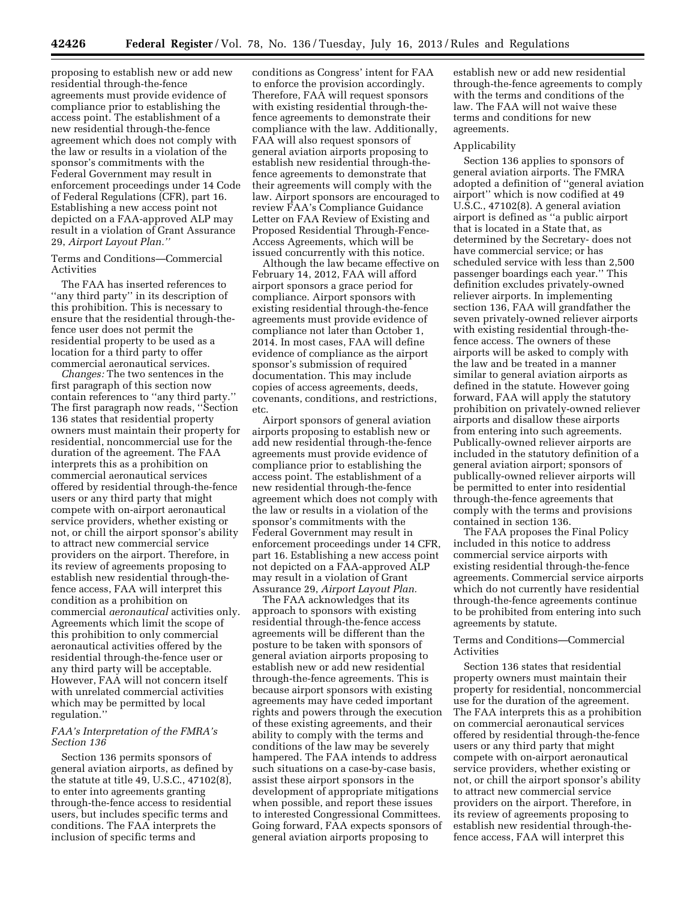proposing to establish new or add new residential through-the-fence agreements must provide evidence of compliance prior to establishing the access point. The establishment of a new residential through-the-fence agreement which does not comply with the law or results in a violation of the sponsor's commitments with the Federal Government may result in enforcement proceedings under 14 Code of Federal Regulations (CFR), part 16. Establishing a new access point not depicted on a FAA-approved ALP may result in a violation of Grant Assurance 29, *Airport Layout Plan.''*

Terms and Conditions—Commercial Activities

The FAA has inserted references to ''any third party'' in its description of this prohibition. This is necessary to ensure that the residential through-the-fence user does not permit the residential property to be used as a location for a third party to offer commercial aeronautical services.

*Changes:* The two sentences in the first paragraph of this section now contain references to ''any third party.'' The first paragraph now reads, ''Section 136 states that residential property owners must maintain their property for residential, noncommercial use for the duration of the agreement. The FAA interprets this as a prohibition on commercial aeronautical services offered by residential through-the-fence users or any third party that might compete with on-airport aeronautical service providers, whether existing or not, or chill the airport sponsor's ability to attract new commercial service providers on the airport. Therefore, in its review of agreements proposing to establish new residential through-the-fence access, FAA will interpret this condition as a prohibition on commercial *aeronautical* activities only. Agreements which limit the scope of this prohibition to only commercial aeronautical activities offered by the residential through-the-fence user or any third party will be acceptable. However, FAA will not concern itself with unrelated commercial activities which may be permitted by local regulation.''

### *FAA's Interpretation of the FMRA's Section 136*

Section 136 permits sponsors of general aviation airports, as defined by the statute at title 49, U.S.C., 47102(8), to enter into agreements granting through-the-fence access to residential users, but includes specific terms and conditions. The FAA interprets the inclusion of specific terms and conditions as Congress' intent for FAA to enforce the provision accordingly. Therefore, FAA will request sponsors with existing residential through-the-fence agreements to demonstrate their compliance with the law. Additionally, FAA will also request sponsors of general aviation airports proposing to establish new residential through-the-fence agreements to demonstrate that their agreements will comply with the law. Airport sponsors are encouraged to review FAA's Compliance Guidance Letter on FAA Review of Existing and Proposed Residential Through-Fence-Access Agreements, which will be issued concurrently with this notice.

Although the law became effective on February 14, 2012, FAA will afford airport sponsors a grace period for compliance. Airport sponsors with existing residential through-the-fence agreements must provide evidence of compliance not later than October 1, 2014. In most cases, FAA will define evidence of compliance as the airport sponsor's submission of required documentation. This may include copies of access agreements, deeds, covenants, conditions, and restrictions, etc.

Airport sponsors of general aviation airports proposing to establish new or add new residential through-the-fence agreements must provide evidence of compliance prior to establishing the access point. The establishment of a new residential through-the-fence agreement which does not comply with the law or results in a violation of the sponsor's commitments with the Federal Government may result in enforcement proceedings under 14 CFR, part 16. Establishing a new access point not depicted on a FAA-approved ALP may result in a violation of Grant Assurance 29, *Airport Layout Plan.*

The FAA acknowledges that its approach to sponsors with existing residential through-the-fence access agreements will be different than the posture to be taken with sponsors of general aviation airports proposing to establish new or add new residential through-the-fence agreements. This is because airport sponsors with existing agreements may have ceded important rights and powers through the execution of these existing agreements, and their ability to comply with the terms and conditions of the law may be severely hampered. The FAA intends to address such situations on a case-by-case basis, assist these airport sponsors in the development of appropriate mitigations when possible, and report these issues to interested Congressional Committees. Going forward, FAA expects sponsors of general aviation airports proposing to establish new or add new residential through-the-fence agreements to comply with the terms and conditions of the law. The FAA will not waive these terms and conditions for new agreements.

Applicability

Section 136 applies to sponsors of general aviation airports. The FMRA adopted a definition of ''general aviation airport'' which is now codified at 49 U.S.C., 47102(8). A general aviation airport is defined as ''a public airport that is located in a State that, as determined by the Secretary- does not have commercial service; or has scheduled service with less than 2,500 passenger boardings each year.'' This definition excludes privately-owned reliever airports. In implementing section 136, FAA will grandfather the seven privately-owned reliever airports with existing residential through-the-fence access. The owners of these airports will be asked to comply with the law and be treated in a manner similar to general aviation airports as defined in the statute. However going forward, FAA will apply the statutory prohibition on privately-owned reliever airports and disallow these airports from entering into such agreements. Publically-owned reliever airports are included in the statutory definition of a general aviation airport; sponsors of publically-owned reliever airports will be permitted to enter into residential through-the-fence agreements that comply with the terms and provisions contained in section 136.

The FAA proposes the Final Policy included in this notice to address commercial service airports with existing residential through-the-fence agreements. Commercial service airports which do not currently have residential through-the-fence agreements continue to be prohibited from entering into such agreements by statute.

Terms and Conditions—Commercial Activities

Section 136 states that residential property owners must maintain their property for residential, noncommercial use for the duration of the agreement. The FAA interprets this as a prohibition on commercial aeronautical services offered by residential through-the-fence users or any third party that might compete with on-airport aeronautical service providers, whether existing or not, or chill the airport sponsor's ability to attract new commercial service providers on the airport. Therefore, in its review of agreements proposing to establish new residential through-the-fence access, FAA will interpret this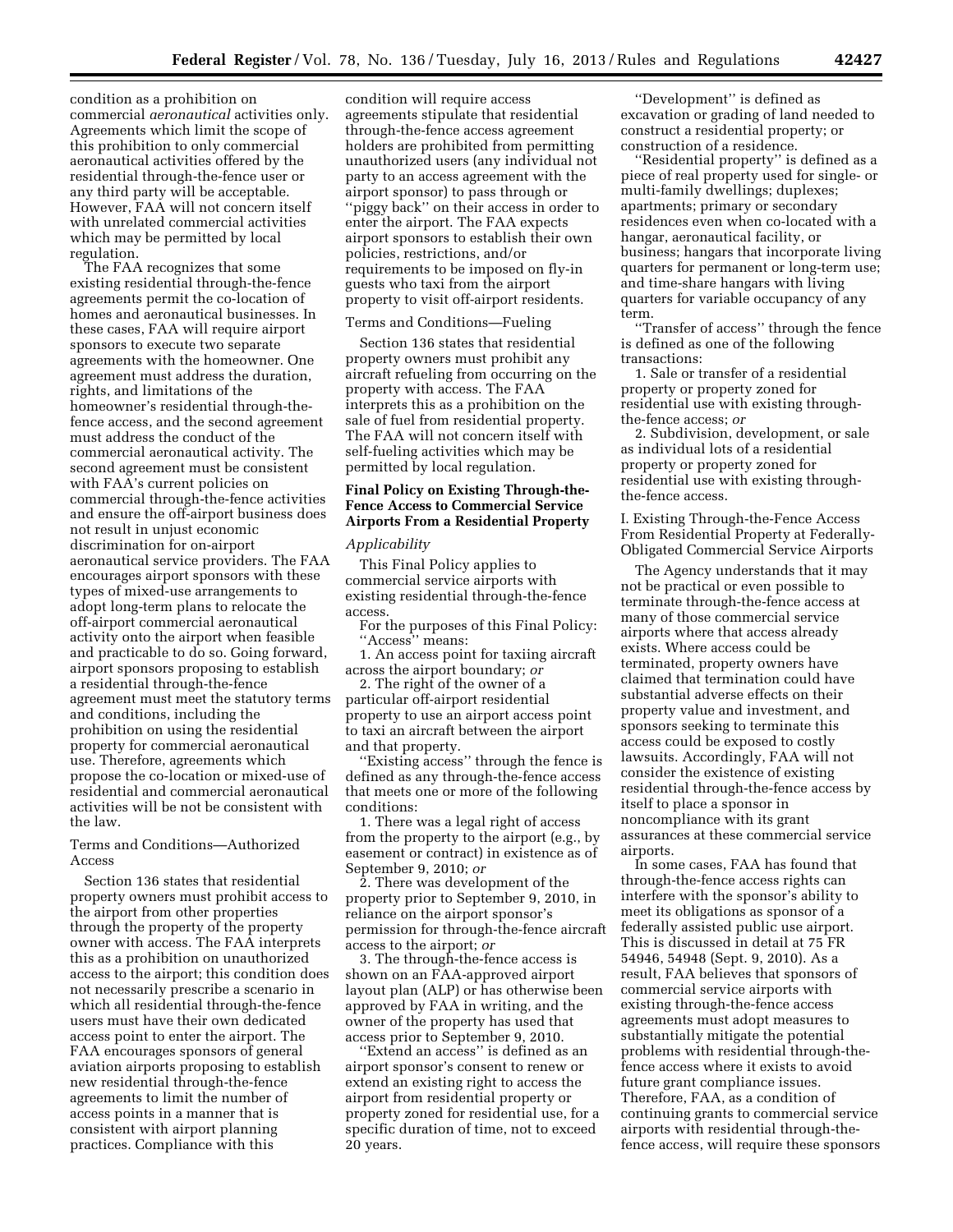condition as a prohibition on commercial *aeronautical* activities only. Agreements which limit the scope of this prohibition to only commercial aeronautical activities offered by the residential through-the-fence user or any third party will be acceptable. However, FAA will not concern itself with unrelated commercial activities which may be permitted by local regulation.

The FAA recognizes that some existing residential through-the-fence agreements permit the co-location of homes and aeronautical businesses. In these cases, FAA will require airport sponsors to execute two separate agreements with the homeowner. One agreement must address the duration, rights, and limitations of the homeowner's residential through-the-fence access, and the second agreement must address the conduct of the commercial aeronautical activity. The second agreement must be consistent with FAA's current policies on commercial through-the-fence activities and ensure the off-airport business does not result in unjust economic discrimination for on-airport aeronautical service providers. The FAA encourages airport sponsors with these types of mixed-use arrangements to adopt long-term plans to relocate the off-airport commercial aeronautical activity onto the airport when feasible and practicable to do so. Going forward, airport sponsors proposing to establish a residential through-the-fence agreement must meet the statutory terms and conditions, including the prohibition on using the residential property for commercial aeronautical use. Therefore, agreements which propose the co-location or mixed-use of residential and commercial aeronautical activities will be not be consistent with the law.

Terms and Conditions—Authorized Access

Section 136 states that residential property owners must prohibit access to the airport from other properties through the property of the property owner with access. The FAA interprets this as a prohibition on unauthorized access to the airport; this condition does not necessarily prescribe a scenario in which all residential through-the-fence users must have their own dedicated access point to enter the airport. The FAA encourages sponsors of general aviation airports proposing to establish new residential through-the-fence agreements to limit the number of access points in a manner that is consistent with airport planning practices. Compliance with this condition will require access agreements stipulate that residential through-the-fence access agreement holders are prohibited from permitting unauthorized users (any individual not party to an access agreement with the airport sponsor) to pass through or ''piggy back'' on their access in order to enter the airport. The FAA expects airport sponsors to establish their own policies, restrictions, and/or requirements to be imposed on fly-in guests who taxi from the airport property to visit off-airport residents.

Terms and Conditions—Fueling

Section 136 states that residential property owners must prohibit any aircraft refueling from occurring on the property with access. The FAA interprets this as a prohibition on the sale of fuel from residential property. The FAA will not concern itself with self-fueling activities which may be permitted by local regulation.

## Final Policy on Existing Through-the-Fence Access to Commercial Service Airports From a Residential Property

*Applicability*

This Final Policy applies to commercial service airports with existing residential through-the-fence access.

For the purposes of this Final Policy:

''Access'' means:

1. An access point for taxiing aircraft across the airport boundary; *or*

2. The right of the owner of a particular off-airport residential property to use an airport access point to taxi an aircraft between the airport and that property.

''Existing access'' through the fence is defined as any through-the-fence access that meets one or more of the following conditions:

1. There was a legal right of access from the property to the airport (e.g., by easement or contract) in existence as of September 9, 2010; *or*

2. There was development of the property prior to September 9, 2010, in reliance on the airport sponsor's permission for through-the-fence aircraft access to the airport; *or*

3. The through-the-fence access is shown on an FAA-approved airport layout plan (ALP) or has otherwise been approved by FAA in writing, and the owner of the property has used that access prior to September 9, 2010.

''Extend an access'' is defined as an airport sponsor's consent to renew or extend an existing right to access the airport from residential property or property zoned for residential use, for a specific duration of time, not to exceed 20 years.

''Development'' is defined as excavation or grading of land needed to construct a residential property; or construction of a residence.

''Residential property'' is defined as a piece of real property used for single- or multi-family dwellings; duplexes; apartments; primary or secondary residences even when co-located with a hangar, aeronautical facility, or business; hangars that incorporate living quarters for permanent or long-term use; and time-share hangars with living quarters for variable occupancy of any term.

''Transfer of access'' through the fence is defined as one of the following transactions:

1. Sale or transfer of a residential property or property zoned for residential use with existing through-the-fence access; *or*

2. Subdivision, development, or sale as individual lots of a residential property or property zoned for residential use with existing through-the-fence access.

I. Existing Through-the-Fence Access From Residential Property at Federally-Obligated Commercial Service Airports

The Agency understands that it may not be practical or even possible to terminate through-the-fence access at many of those commercial service airports where that access already exists. Where access could be terminated, property owners have claimed that termination could have substantial adverse effects on their property value and investment, and sponsors seeking to terminate this access could be exposed to costly lawsuits. Accordingly, FAA will not consider the existence of existing residential through-the-fence access by itself to place a sponsor in noncompliance with its grant assurances at these commercial service airports.

In some cases, FAA has found that through-the-fence access rights can interfere with the sponsor's ability to meet its obligations as sponsor of a federally assisted public use airport. This is discussed in detail at 75 FR 54946, 54948 (Sept. 9, 2010). As a result, FAA believes that sponsors of commercial service airports with existing through-the-fence access agreements must adopt measures to substantially mitigate the potential problems with residential through-the-fence access where it exists to avoid future grant compliance issues. Therefore, FAA, as a condition of continuing grants to commercial service airports with residential through-the-fence access, will require these sponsors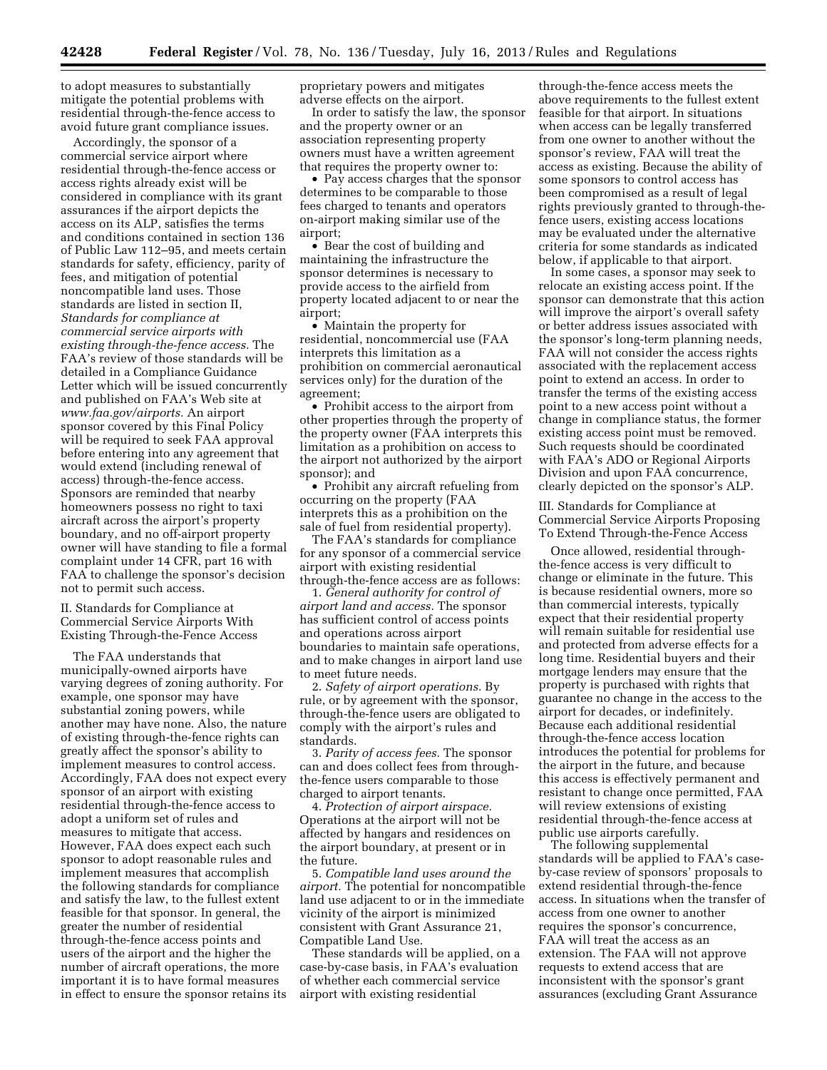to adopt measures to substantially mitigate the potential problems with residential through-the-fence access to avoid future grant compliance issues.

Accordingly, the sponsor of a commercial service airport where residential through-the-fence access or access rights already exist will be considered in compliance with its grant assurances if the airport depicts the access on its ALP, satisfies the terms and conditions contained in section 136 of Public Law 112–95, and meets certain standards for safety, efficiency, parity of fees, and mitigation of potential noncompatible land uses. Those standards are listed in section II, *Standards for compliance at commercial service airports with existing through-the-fence access.* The FAA's review of those standards will be detailed in a Compliance Guidance Letter which will be issued concurrently and published on FAA's Web site at *www.faa.gov/airports.* An airport sponsor covered by this Final Policy will be required to seek FAA approval before entering into any agreement that would extend (including renewal of access) through-the-fence access. Sponsors are reminded that nearby homeowners possess no right to taxi aircraft across the airport's property boundary, and no off-airport property owner will have standing to file a formal complaint under 14 CFR, part 16 with FAA to challenge the sponsor's decision not to permit such access.

## II. Standards for Compliance at Commercial Service Airports With Existing Through-the-Fence Access

The FAA understands that municipally-owned airports have varying degrees of zoning authority. For example, one sponsor may have substantial zoning powers, while another may have none. Also, the nature of existing through-the-fence rights can greatly affect the sponsor's ability to implement measures to control access. Accordingly, FAA does not expect every sponsor of an airport with existing residential through-the-fence access to adopt a uniform set of rules and measures to mitigate that access. However, FAA does expect each such sponsor to adopt reasonable rules and implement measures that accomplish the following standards for compliance and satisfy the law, to the fullest extent feasible for that sponsor. In general, the greater the number of residential through-the-fence access points and users of the airport and the higher the number of aircraft operations, the more important it is to have formal measures in effect to ensure the sponsor retains its proprietary powers and mitigates adverse effects on the airport.

In order to satisfy the law, the sponsor and the property owner or an association representing property owners must have a written agreement that requires the property owner to:

- Pay access charges that the sponsor determines to be comparable to those fees charged to tenants and operators on-airport making similar use of the airport;
- Bear the cost of building and maintaining the infrastructure the sponsor determines is necessary to provide access to the airfield from property located adjacent to or near the airport;
- Maintain the property for residential, noncommercial use (FAA interprets this limitation as a prohibition on commercial aeronautical services only) for the duration of the agreement;
- Prohibit access to the airport from other properties through the property of the property owner (FAA interprets this limitation as a prohibition on access to the airport not authorized by the airport sponsor); and
- Prohibit any aircraft refueling from occurring on the property (FAA interprets this as a prohibition on the sale of fuel from residential property).

The FAA's standards for compliance for any sponsor of a commercial service airport with existing residential through-the-fence access are as follows:

1. *General authority for control of airport land and access.* The sponsor has sufficient control of access points and operations across airport boundaries to maintain safe operations, and to make changes in airport land use to meet future needs.
2. *Safety of airport operations.* By rule, or by agreement with the sponsor, through-the-fence users are obligated to comply with the airport's rules and standards.
3. *Parity of access fees.* The sponsor can and does collect fees from through-the-fence users comparable to those charged to airport tenants.
4. *Protection of airport airspace.* Operations at the airport will not be affected by hangars and residences on the airport boundary, at present or in the future.
5. *Compatible land uses around the airport.* The potential for noncompatible land use adjacent to or in the immediate vicinity of the airport is minimized consistent with Grant Assurance 21, Compatible Land Use.

These standards will be applied, on a case-by-case basis, in FAA's evaluation of whether each commercial service airport with existing residential through-the-fence access meets the above requirements to the fullest extent feasible for that airport. In situations when access can be legally transferred from one owner to another without the sponsor's review, FAA will treat the access as existing. Because the ability of some sponsors to control access has been compromised as a result of legal rights previously granted to through-the-fence users, existing access locations may be evaluated under the alternative criteria for some standards as indicated below, if applicable to that airport.

In some cases, a sponsor may seek to relocate an existing access point. If the sponsor can demonstrate that this action will improve the airport's overall safety or better address issues associated with the sponsor's long-term planning needs, FAA will not consider the access rights associated with the replacement access point to extend an access. In order to transfer the terms of the existing access point to a new access point without a change in compliance status, the former existing access point must be removed. Such requests should be coordinated with FAA's ADO or Regional Airports Division and upon FAA concurrence, clearly depicted on the sponsor's ALP.

## III. Standards for Compliance at Commercial Service Airports Proposing To Extend Through-the-Fence Access

Once allowed, residential through-the-fence access is very difficult to change or eliminate in the future. This is because residential owners, more so than commercial interests, typically expect that their residential property will remain suitable for residential use and protected from adverse effects for a long time. Residential buyers and their mortgage lenders may ensure that the property is purchased with rights that guarantee no change in the access to the airport for decades, or indefinitely. Because each additional residential through-the-fence access location introduces the potential for problems for the airport in the future, and because this access is effectively permanent and resistant to change once permitted, FAA will review extensions of existing residential through-the-fence access at public use airports carefully.

The following supplemental standards will be applied to FAA's case-by-case review of sponsors' proposals to extend residential through-the-fence access. In situations when the transfer of access from one owner to another requires the sponsor's concurrence, FAA will treat the access as an extension. The FAA will not approve requests to extend access that are inconsistent with the sponsor's grant assurances (excluding Grant Assurance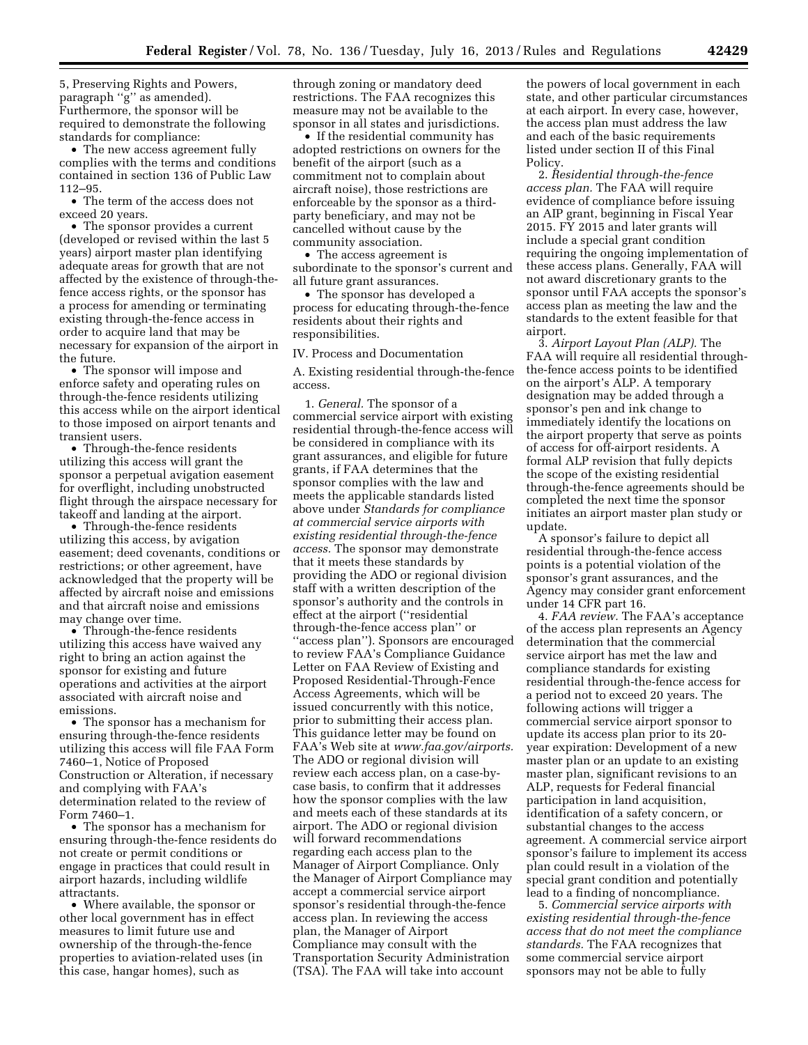5, Preserving Rights and Powers, paragraph "g" as amended). Furthermore, the sponsor will be required to demonstrate the following standards for compliance:

- The new access agreement fully complies with the terms and conditions contained in section 136 of Public Law 112–95.
- The term of the access does not exceed 20 years.
- The sponsor provides a current (developed or revised within the last 5 years) airport master plan identifying adequate areas for growth that are not affected by the existence of through-the-fence access rights, or the sponsor has a process for amending or terminating existing through-the-fence access in order to acquire land that may be necessary for expansion of the airport in the future.
- The sponsor will impose and enforce safety and operating rules on through-the-fence residents utilizing this access while on the airport identical to those imposed on airport tenants and transient users.
- Through-the-fence residents utilizing this access will grant the sponsor a perpetual avigation easement for overflight, including unobstructed flight through the airspace necessary for takeoff and landing at the airport.
- Through-the-fence residents utilizing this access, by avigation easement; deed covenants, conditions or restrictions; or other agreement, have acknowledged that the property will be affected by aircraft noise and emissions and that aircraft noise and emissions may change over time.
- Through-the-fence residents utilizing this access have waived any right to bring an action against the sponsor for existing and future operations and activities at the airport associated with aircraft noise and emissions.
- The sponsor has a mechanism for ensuring through-the-fence residents utilizing this access will file FAA Form 7460–1, Notice of Proposed Construction or Alteration, if necessary and complying with FAA's determination related to the review of Form 7460–1.
- The sponsor has a mechanism for ensuring through-the-fence residents do not create or permit conditions or engage in practices that could result in airport hazards, including wildlife attractants.
- Where available, the sponsor or other local government has in effect measures to limit future use and ownership of the through-the-fence properties to aviation-related uses (in this case, hangar homes), such as through zoning or mandatory deed restrictions. The FAA recognizes this measure may not be available to the sponsor in all states and jurisdictions.
- If the residential community has adopted restrictions on owners for the benefit of the airport (such as a commitment not to complain about aircraft noise), those restrictions are enforceable by the sponsor as a third-party beneficiary, and may not be cancelled without cause by the community association.
- The access agreement is subordinate to the sponsor's current and all future grant assurances.
- The sponsor has developed a process for educating through-the-fence residents about their rights and responsibilities.

IV. Process and Documentation

A. Existing residential through-the-fence access.

1. *General.* The sponsor of a commercial service airport with existing residential through-the-fence access will be considered in compliance with its grant assurances, and eligible for future grants, if FAA determines that the sponsor complies with the law and meets the applicable standards listed above under *Standards for compliance at commercial service airports with existing residential through-the-fence access.* The sponsor may demonstrate that it meets these standards by providing the ADO or regional division staff with a written description of the sponsor's authority and the controls in effect at the airport ("residential through-the-fence access plan" or "access plan"). Sponsors are encouraged to review FAA's Compliance Guidance Letter on FAA Review of Existing and Proposed Residential-Through-Fence Access Agreements, which will be issued concurrently with this notice, prior to submitting their access plan. This guidance letter may be found on FAA's Web site at *www.faa.gov/airports.* The ADO or regional division will review each access plan, on a case-by-case basis, to confirm that it addresses how the sponsor complies with the law and meets each of these standards at its airport. The ADO or regional division will forward recommendations regarding each access plan to the Manager of Airport Compliance. Only the Manager of Airport Compliance may accept a commercial service airport sponsor's residential through-the-fence access plan. In reviewing the access plan, the Manager of Airport Compliance may consult with the Transportation Security Administration (TSA). The FAA will take into account the powers of local government in each state, and other particular circumstances at each airport. In every case, however, the access plan must address the law and each of the basic requirements listed under section II of this Final Policy.

2. *Residential through-the-fence access plan.* The FAA will require evidence of compliance before issuing an AIP grant, beginning in Fiscal Year 2015. FY 2015 and later grants will include a special grant condition requiring the ongoing implementation of these access plans. Generally, FAA will not award discretionary grants to the sponsor until FAA accepts the sponsor's access plan as meeting the law and the standards to the extent feasible for that airport.

3. *Airport Layout Plan (ALP).* The FAA will require all residential through-the-fence access points to be identified on the airport's ALP. A temporary designation may be added through a sponsor's pen and ink change to immediately identify the locations on the airport property that serve as points of access for off-airport residents. A formal ALP revision that fully depicts the scope of the existing residential through-the-fence agreements should be completed the next time the sponsor initiates an airport master plan study or update.

A sponsor's failure to depict all residential through-the-fence access points is a potential violation of the sponsor's grant assurances, and the Agency may consider grant enforcement under 14 CFR part 16.

4. *FAA review.* The FAA's acceptance of the access plan represents an Agency determination that the commercial service airport has met the law and compliance standards for existing residential through-the-fence access for a period not to exceed 20 years. The following actions will trigger a commercial service airport sponsor to update its access plan prior to its 20-year expiration: Development of a new master plan or an update to an existing master plan, significant revisions to an ALP, requests for Federal financial participation in land acquisition, identification of a safety concern, or substantial changes to the access agreement. A commercial service airport sponsor's failure to implement its access plan could result in a violation of the special grant condition and potentially lead to a finding of noncompliance.

5. *Commercial service airports with existing residential through-the-fence access that do not meet the compliance standards.* The FAA recognizes that some commercial service airport sponsors may not be able to fully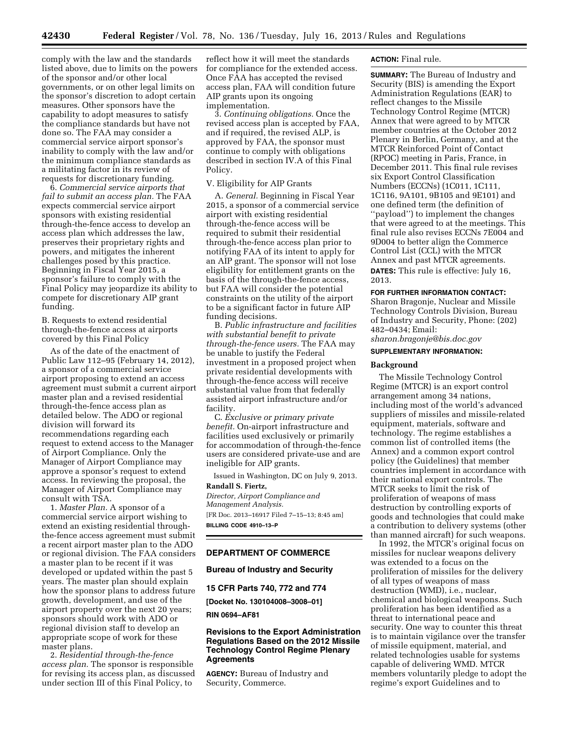comply with the law and the standards listed above, due to limits on the powers of the sponsor and/or other local governments, or on other legal limits on the sponsor's discretion to adopt certain measures. Other sponsors have the capability to adopt measures to satisfy the compliance standards but have not done so. The FAA may consider a commercial service airport sponsor's inability to comply with the law and/or the minimum compliance standards as a militating factor in its review of requests for discretionary funding.

6. *Commercial service airports that fail to submit an access plan.* The FAA expects commercial service airport sponsors with existing residential through-the-fence access to develop an access plan which addresses the law, preserves their proprietary rights and powers, and mitigates the inherent challenges posed by this practice. Beginning in Fiscal Year 2015, a sponsor's failure to comply with the Final Policy may jeopardize its ability to compete for discretionary AIP grant funding.

B. Requests to extend residential through-the-fence access at airports covered by this Final Policy

As of the date of the enactment of Public Law 112–95 (February 14, 2012), a sponsor of a commercial service airport proposing to extend an access agreement must submit a current airport master plan and a revised residential through-the-fence access plan as detailed below. The ADO or regional division will forward its recommendations regarding each request to extend access to the Manager of Airport Compliance. Only the Manager of Airport Compliance may approve a sponsor's request to extend access. In reviewing the proposal, the Manager of Airport Compliance may consult with TSA.

1. *Master Plan.* A sponsor of a commercial service airport wishing to extend an existing residential through-the-fence access agreement must submit a recent airport master plan to the ADO or regional division. The FAA considers a master plan to be recent if it was developed or updated within the past 5 years. The master plan should explain how the sponsor plans to address future growth, development, and use of the airport property over the next 20 years; sponsors should work with ADO or regional division staff to develop an appropriate scope of work for these master plans.

2. *Residential through-the-fence access plan.* The sponsor is responsible for revising its access plan, as discussed under section III of this Final Policy, to reflect how it will meet the standards for compliance for the extended access. Once FAA has accepted the revised access plan, FAA will condition future AIP grants upon its ongoing implementation.

3. *Continuing obligations.* Once the revised access plan is accepted by FAA, and if required, the revised ALP, is approved by FAA, the sponsor must continue to comply with obligations described in section IV.A of this Final Policy.

V. Eligibility for AIP Grants

A. *General.* Beginning in Fiscal Year 2015, a sponsor of a commercial service airport with existing residential through-the-fence access will be required to submit their residential through-the-fence access plan prior to notifying FAA of its intent to apply for an AIP grant. The sponsor will not lose eligibility for entitlement grants on the basis of the through-the-fence access, but FAA will consider the potential constraints on the utility of the airport to be a significant factor in future AIP funding decisions.

B. *Public infrastructure and facilities with substantial benefit to private through-the-fence users.* The FAA may be unable to justify the Federal investment in a proposed project when private residential developments with through-the-fence access will receive substantial value from that federally assisted airport infrastructure and/or facility.

C. *Exclusive or primary private benefit.* On-airport infrastructure and facilities used exclusively or primarily for accommodation of through-the-fence users are considered private-use and are ineligible for AIP grants.

Issued in Washington, DC on July 9, 2013.

**Randall S. Fiertz,**

*Director, Airport Compliance and Management Analysis.*

[FR Doc. 2013–16917 Filed 7–15–13; 8:45 am]

**BILLING CODE 4910–13–P**

---

## DEPARTMENT OF COMMERCE

### Bureau of Industry and Security

### 15 CFR Parts 740, 772 and 774

### [Docket No. 130104008–3008–01]

### RIN 0694–AF81

## Revisions to the Export Administration Regulations Based on the 2012 Missile Technology Control Regime Plenary Agreements

**AGENCY:** Bureau of Industry and Security, Commerce.

**ACTION:** Final rule.

**SUMMARY:** The Bureau of Industry and Security (BIS) is amending the Export Administration Regulations (EAR) to reflect changes to the Missile Technology Control Regime (MTCR) Annex that were agreed to by MTCR member countries at the October 2012 Plenary in Berlin, Germany, and at the MTCR Reinforced Point of Contact (RPOC) meeting in Paris, France, in December 2011. This final rule revises six Export Control Classification Numbers (ECCNs) (1C011, 1C111, 1C116, 9A101, 9B105 and 9E101) and one defined term (the definition of "payload") to implement the changes that were agreed to at the meetings. This final rule also revises ECCNs 7E004 and 9D004 to better align the Commerce Control List (CCL) with the MTCR Annex and past MTCR agreements.

**DATES:** This rule is effective: July 16, 2013.

**FOR FURTHER INFORMATION CONTACT:** Sharon Bragonje, Nuclear and Missile Technology Controls Division, Bureau of Industry and Security, Phone: (202) 482–0434; Email: *sharon.bragonje@bis.doc.gov*

**SUPPLEMENTARY INFORMATION:**

### Background

The Missile Technology Control Regime (MTCR) is an export control arrangement among 34 nations, including most of the world's advanced suppliers of missiles and missile-related equipment, materials, software and technology. The regime establishes a common list of controlled items (the Annex) and a common export control policy (the Guidelines) that member countries implement in accordance with their national export controls. The MTCR seeks to limit the risk of proliferation of weapons of mass destruction by controlling exports of goods and technologies that could make a contribution to delivery systems (other than manned aircraft) for such weapons.

In 1992, the MTCR's original focus on missiles for nuclear weapons delivery was extended to a focus on the proliferation of missiles for the delivery of all types of weapons of mass destruction (WMD), i.e., nuclear, chemical and biological weapons. Such proliferation has been identified as a threat to international peace and security. One way to counter this threat is to maintain vigilance over the transfer of missile equipment, material, and related technologies usable for systems capable of delivering WMD. MTCR members voluntarily pledge to adopt the regime's export Guidelines and to